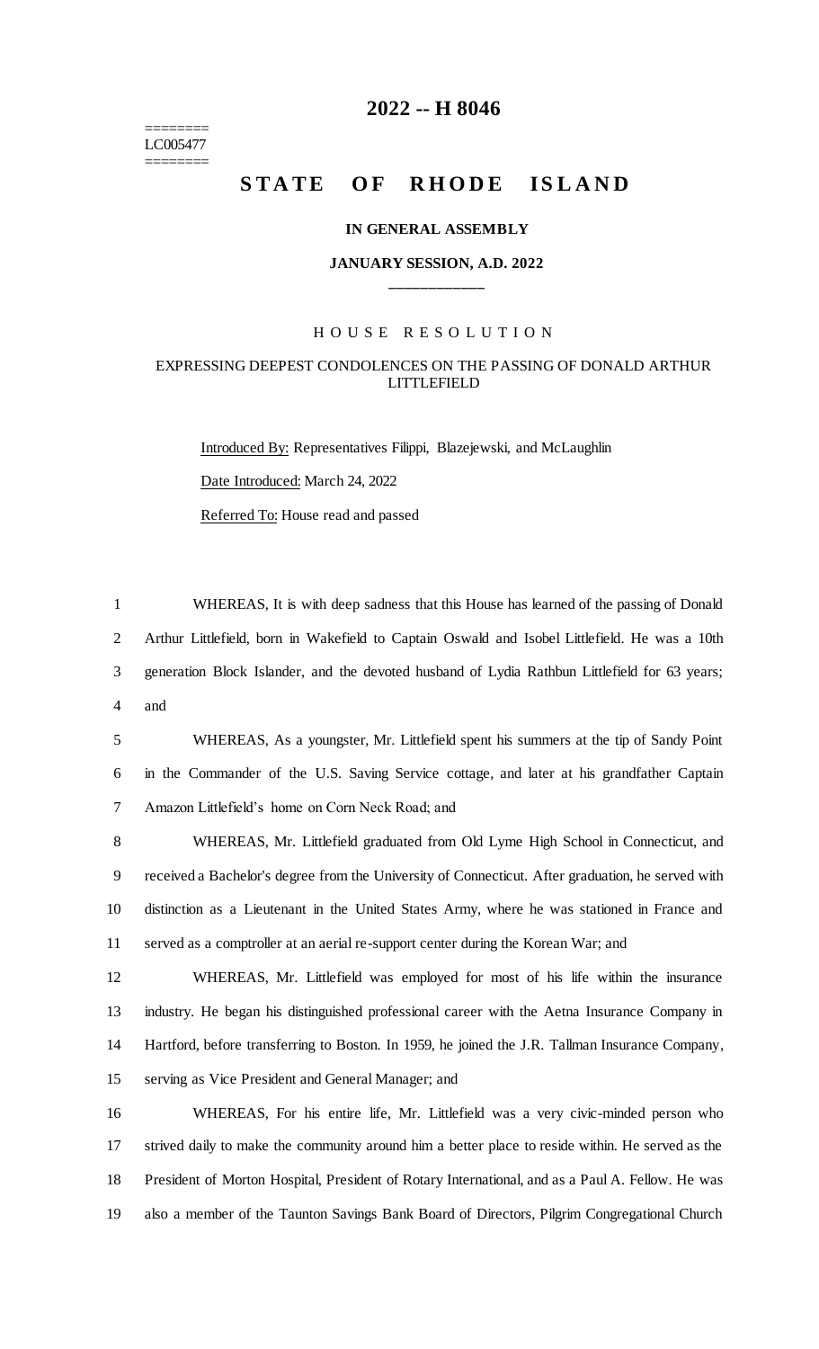2022 -- H 8046

========
LC005477
========

# STATE OF RHODE ISLAND

## IN GENERAL ASSEMBLY

### JANUARY SESSION, A.D. 2022

____________

HOUSE RESOLUTION

EXPRESSING DEEPEST CONDOLENCES ON THE PASSING OF DONALD ARTHUR LITTLEFIELD

Introduced By: Representatives Filippi, Blazejewski, and McLaughlin

Date Introduced: March 24, 2022

Referred To: House read and passed

1 WHEREAS, It is with deep sadness that this House has learned of the passing of Donald
2 Arthur Littlefield, born in Wakefield to Captain Oswald and Isobel Littlefield. He was a 10th
3 generation Block Islander, and the devoted husband of Lydia Rathbun Littlefield for 63 years;
4 and

5 WHEREAS, As a youngster, Mr. Littlefield spent his summers at the tip of Sandy Point
6 in the Commander of the U.S. Saving Service cottage, and later at his grandfather Captain
7 Amazon Littlefield's home on Corn Neck Road; and

8 WHEREAS, Mr. Littlefield graduated from Old Lyme High School in Connecticut, and
9 received a Bachelor's degree from the University of Connecticut. After graduation, he served with
10 distinction as a Lieutenant in the United States Army, where he was stationed in France and
11 served as a comptroller at an aerial re-support center during the Korean War; and

12 WHEREAS, Mr. Littlefield was employed for most of his life within the insurance
13 industry. He began his distinguished professional career with the Aetna Insurance Company in
14 Hartford, before transferring to Boston. In 1959, he joined the J.R. Tallman Insurance Company,
15 serving as Vice President and General Manager; and

16 WHEREAS, For his entire life, Mr. Littlefield was a very civic-minded person who
17 strived daily to make the community around him a better place to reside within. He served as the
18 President of Morton Hospital, President of Rotary International, and as a Paul A. Fellow. He was
19 also a member of the Taunton Savings Bank Board of Directors, Pilgrim Congregational Church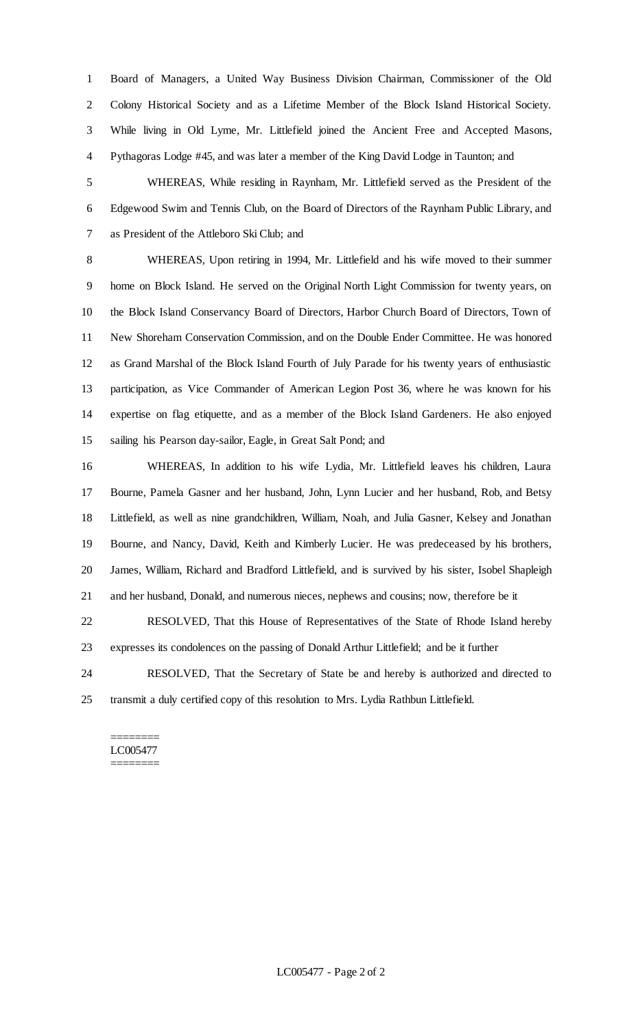Board of Managers, a United Way Business Division Chairman, Commissioner of the Old Colony Historical Society and as a Lifetime Member of the Block Island Historical Society. While living in Old Lyme, Mr. Littlefield joined the Ancient Free and Accepted Masons, Pythagoras Lodge #45, and was later a member of the King David Lodge in Taunton; and

WHEREAS, While residing in Raynham, Mr. Littlefield served as the President of the Edgewood Swim and Tennis Club, on the Board of Directors of the Raynham Public Library, and as President of the Attleboro Ski Club; and

WHEREAS, Upon retiring in 1994, Mr. Littlefield and his wife moved to their summer home on Block Island. He served on the Original North Light Commission for twenty years, on the Block Island Conservancy Board of Directors, Harbor Church Board of Directors, Town of New Shoreham Conservation Commission, and on the Double Ender Committee. He was honored as Grand Marshal of the Block Island Fourth of July Parade for his twenty years of enthusiastic participation, as Vice Commander of American Legion Post 36, where he was known for his expertise on flag etiquette, and as a member of the Block Island Gardeners. He also enjoyed sailing his Pearson day-sailor, Eagle, in Great Salt Pond; and

WHEREAS, In addition to his wife Lydia, Mr. Littlefield leaves his children, Laura Bourne, Pamela Gasner and her husband, John, Lynn Lucier and her husband, Rob, and Betsy Littlefield, as well as nine grandchildren, William, Noah, and Julia Gasner, Kelsey and Jonathan Bourne, and Nancy, David, Keith and Kimberly Lucier. He was predeceased by his brothers, James, William, Richard and Bradford Littlefield, and is survived by his sister, Isobel Shapleigh and her husband, Donald, and numerous nieces, nephews and cousins; now, therefore be it

RESOLVED, That this House of Representatives of the State of Rhode Island hereby expresses its condolences on the passing of Donald Arthur Littlefield; and be it further

RESOLVED, That the Secretary of State be and hereby is authorized and directed to transmit a duly certified copy of this resolution to Mrs. Lydia Rathbun Littlefield.

========
LC005477
========